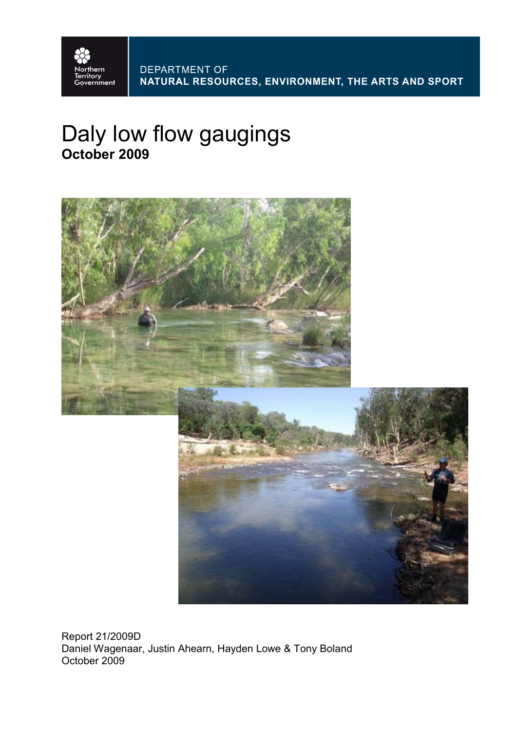Northern Territory Government

DEPARTMENT OF
**NATURAL RESOURCES, ENVIRONMENT, THE ARTS AND SPORT**

# Daly low flow gaugings
**October 2009**

Report 21/2009D
Daniel Wagenaar, Justin Ahearn, Hayden Lowe & Tony Boland
October 2009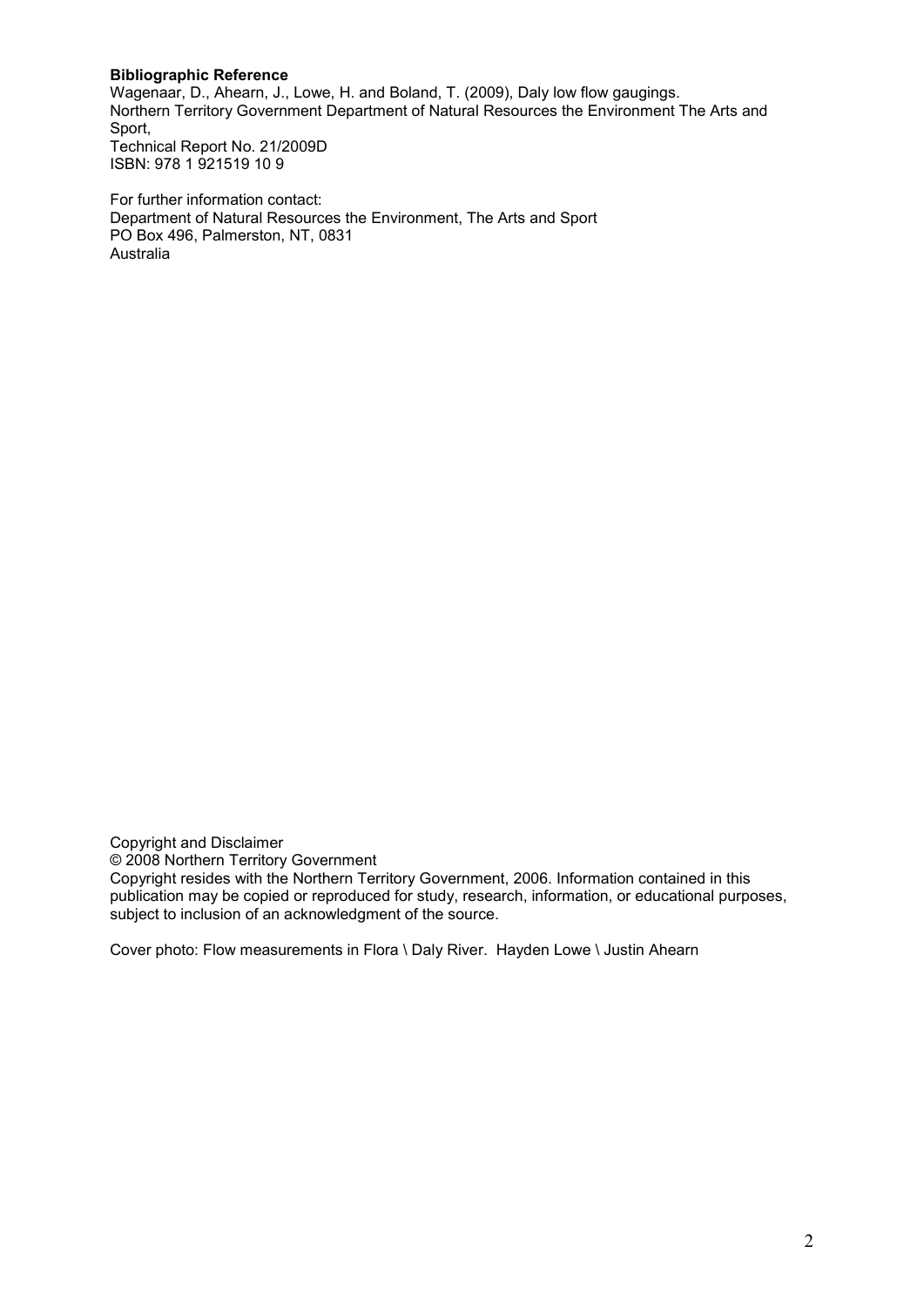**Bibliographic Reference**
Wagenaar, D., Ahearn, J., Lowe, H. and Boland, T. (2009), Daly low flow gaugings.
Northern Territory Government Department of Natural Resources the Environment The Arts and Sport,
Technical Report No. 21/2009D
ISBN: 978 1 921519 10 9

For further information contact:
Department of Natural Resources the Environment, The Arts and Sport
PO Box 496, Palmerston, NT, 0831
Australia

Copyright and Disclaimer
© 2008 Northern Territory Government
Copyright resides with the Northern Territory Government, 2006. Information contained in this publication may be copied or reproduced for study, research, information, or educational purposes, subject to inclusion of an acknowledgment of the source.

Cover photo: Flow measurements in Flora \ Daly River. Hayden Lowe \ Justin Ahearn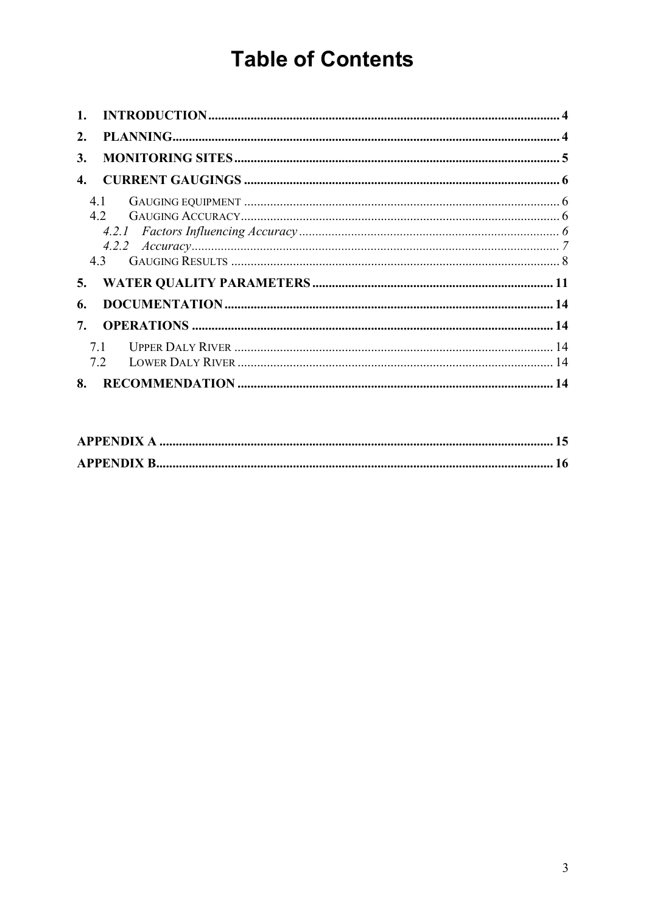# Table of Contents

1. **INTRODUCTION** ........ 4
2. **PLANNING** ........ 4
3. **MONITORING SITES** ........ 5
4. **CURRENT GAUGINGS** ........ 6
   - 4.1 GAUGING EQUIPMENT ........ 6
   - 4.2 GAUGING ACCURACY ........ 6
     - *4.2.1 Factors Influencing Accuracy* ........ 6
     - *4.2.2 Accuracy* ........ 7
   - 4.3 GAUGING RESULTS ........ 8
5. **WATER QUALITY PARAMETERS** ........ 11
6. **DOCUMENTATION** ........ 14
7. **OPERATIONS** ........ 14
   - 7.1 UPPER DALY RIVER ........ 14
   - 7.2 LOWER DALY RIVER ........ 14
8. **RECOMMENDATION** ........ 14

**APPENDIX A** ........ 15

**APPENDIX B** ........ 16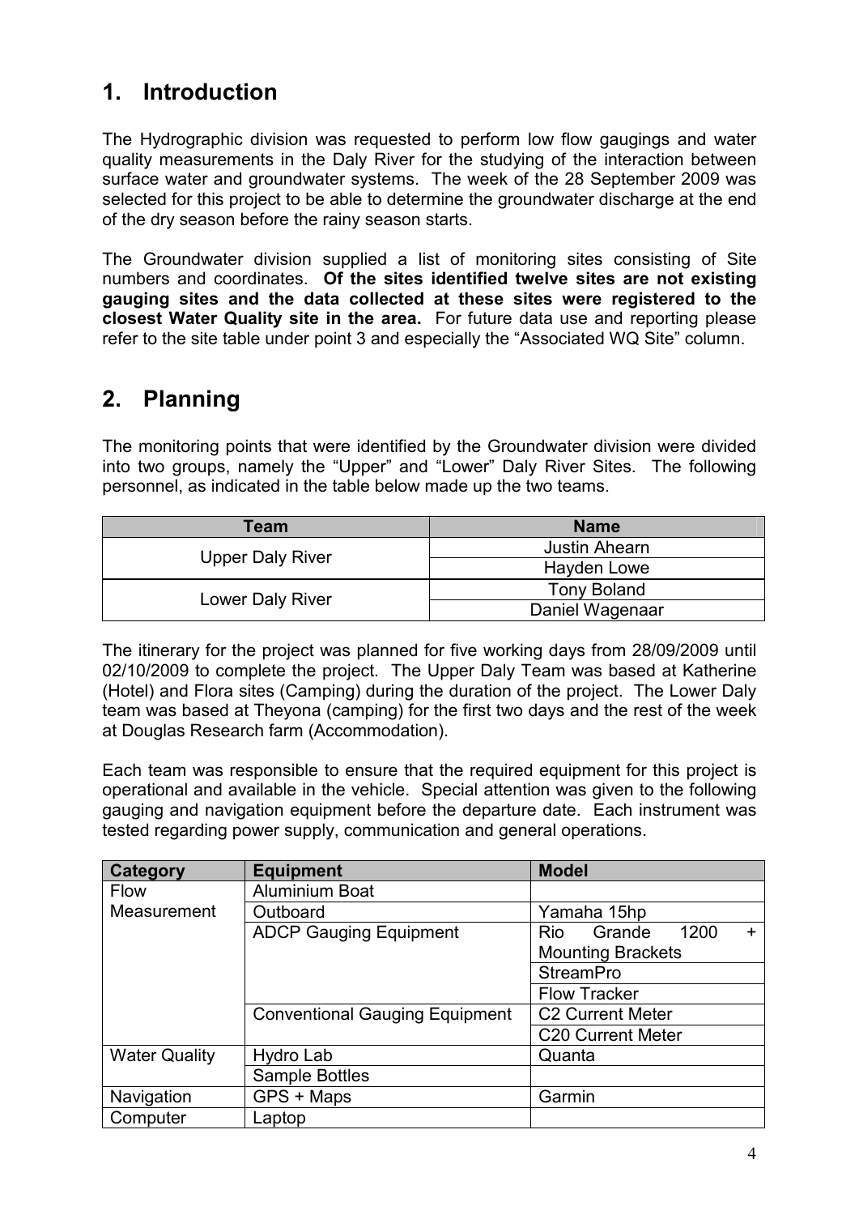## 1. Introduction

The Hydrographic division was requested to perform low flow gaugings and water quality measurements in the Daly River for the studying of the interaction between surface water and groundwater systems. The week of the 28 September 2009 was selected for this project to be able to determine the groundwater discharge at the end of the dry season before the rainy season starts.

The Groundwater division supplied a list of monitoring sites consisting of Site numbers and coordinates. **Of the sites identified twelve sites are not existing gauging sites and the data collected at these sites were registered to the closest Water Quality site in the area.** For future data use and reporting please refer to the site table under point 3 and especially the "Associated WQ Site" column.

## 2. Planning

The monitoring points that were identified by the Groundwater division were divided into two groups, namely the "Upper" and "Lower" Daly River Sites. The following personnel, as indicated in the table below made up the two teams.

| Team | Name |
|---|---|
| Upper Daly River | Justin Ahearn |
| | Hayden Lowe |
| Lower Daly River | Tony Boland |
| | Daniel Wagenaar |

The itinerary for the project was planned for five working days from 28/09/2009 until 02/10/2009 to complete the project. The Upper Daly Team was based at Katherine (Hotel) and Flora sites (Camping) during the duration of the project. The Lower Daly team was based at Theyona (camping) for the first two days and the rest of the week at Douglas Research farm (Accommodation).

Each team was responsible to ensure that the required equipment for this project is operational and available in the vehicle. Special attention was given to the following gauging and navigation equipment before the departure date. Each instrument was tested regarding power supply, communication and general operations.

| Category | Equipment | Model |
|---|---|---|
| Flow Measurement | Aluminium Boat | |
| | Outboard | Yamaha 15hp |
| | ADCP Gauging Equipment | Rio Grande 1200 + Mounting Brackets |
| | | StreamPro |
| | | Flow Tracker |
| | Conventional Gauging Equipment | C2 Current Meter |
| | | C20 Current Meter |
| Water Quality | Hydro Lab | Quanta |
| | Sample Bottles | |
| Navigation | GPS + Maps | Garmin |
| Computer | Laptop | |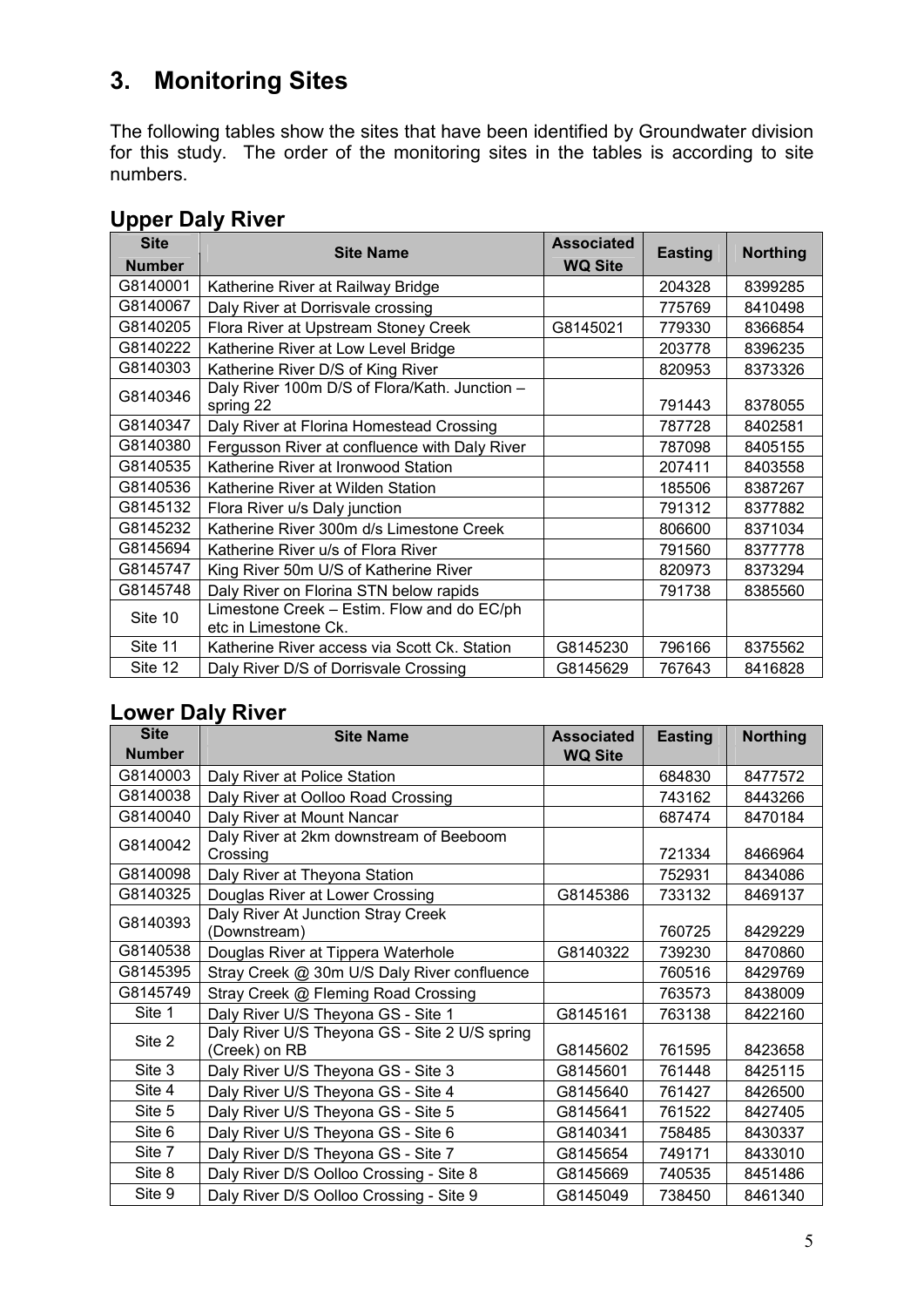# 3. Monitoring Sites

The following tables show the sites that have been identified by Groundwater division for this study. The order of the monitoring sites in the tables is according to site numbers.

## Upper Daly River

| Site Number | Site Name | Associated WQ Site | Easting | Northing |
|---|---|---|---|---|
| G8140001 | Katherine River at Railway Bridge | | 204328 | 8399285 |
| G8140067 | Daly River at Dorrisvale crossing | | 775769 | 8410498 |
| G8140205 | Flora River at Upstream Stoney Creek | G8145021 | 779330 | 8366854 |
| G8140222 | Katherine River at Low Level Bridge | | 203778 | 8396235 |
| G8140303 | Katherine River D/S of King River | | 820953 | 8373326 |
| G8140346 | Daly River 100m D/S of Flora/Kath. Junction – spring 22 | | 791443 | 8378055 |
| G8140347 | Daly River at Florina Homestead Crossing | | 787728 | 8402581 |
| G8140380 | Fergusson River at confluence with Daly River | | 787098 | 8405155 |
| G8140535 | Katherine River at Ironwood Station | | 207411 | 8403558 |
| G8140536 | Katherine River at Wilden Station | | 185506 | 8387267 |
| G8145132 | Flora River u/s Daly junction | | 791312 | 8377882 |
| G8145232 | Katherine River 300m d/s Limestone Creek | | 806600 | 8371034 |
| G8145694 | Katherine River u/s of Flora River | | 791560 | 8377778 |
| G8145747 | King River 50m U/S of Katherine River | | 820973 | 8373294 |
| G8145748 | Daly River on Florina STN below rapids | | 791738 | 8385560 |
| Site 10 | Limestone Creek – Estim. Flow and do EC/ph etc in Limestone Ck. | | | |
| Site 11 | Katherine River access via Scott Ck. Station | G8145230 | 796166 | 8375562 |
| Site 12 | Daly River D/S of Dorrisvale Crossing | G8145629 | 767643 | 8416828 |

## Lower Daly River

| Site Number | Site Name | Associated WQ Site | Easting | Northing |
|---|---|---|---|---|
| G8140003 | Daly River at Police Station | | 684830 | 8477572 |
| G8140038 | Daly River at Oolloo Road Crossing | | 743162 | 8443266 |
| G8140040 | Daly River at Mount Nancar | | 687474 | 8470184 |
| G8140042 | Daly River at 2km downstream of Beeboom Crossing | | 721334 | 8466964 |
| G8140098 | Daly River at Theyona Station | | 752931 | 8434086 |
| G8140325 | Douglas River at Lower Crossing | G8145386 | 733132 | 8469137 |
| G8140393 | Daly River At Junction Stray Creek (Downstream) | | 760725 | 8429229 |
| G8140538 | Douglas River at Tippera Waterhole | G8140322 | 739230 | 8470860 |
| G8145395 | Stray Creek @ 30m U/S Daly River confluence | | 760516 | 8429769 |
| G8145749 | Stray Creek @ Fleming Road Crossing | | 763573 | 8438009 |
| Site 1 | Daly River U/S Theyona GS - Site 1 | G8145161 | 763138 | 8422160 |
| Site 2 | Daly River U/S Theyona GS - Site 2 U/S spring (Creek) on RB | G8145602 | 761595 | 8423658 |
| Site 3 | Daly River U/S Theyona GS - Site 3 | G8145601 | 761448 | 8425115 |
| Site 4 | Daly River U/S Theyona GS - Site 4 | G8145640 | 761427 | 8426500 |
| Site 5 | Daly River U/S Theyona GS - Site 5 | G8145641 | 761522 | 8427405 |
| Site 6 | Daly River U/S Theyona GS - Site 6 | G8140341 | 758485 | 8430337 |
| Site 7 | Daly River D/S Theyona GS - Site 7 | G8145654 | 749171 | 8433010 |
| Site 8 | Daly River D/S Oolloo Crossing - Site 8 | G8145669 | 740535 | 8451486 |
| Site 9 | Daly River D/S Oolloo Crossing - Site 9 | G8145049 | 738450 | 8461340 |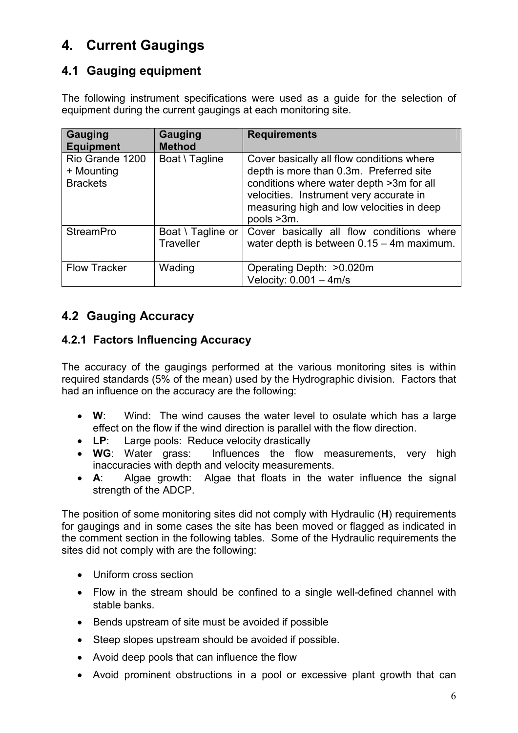# 4. Current Gaugings

## 4.1 Gauging equipment

The following instrument specifications were used as a guide for the selection of equipment during the current gaugings at each monitoring site.

| Gauging Equipment | Gauging Method | Requirements |
|---|---|---|
| Rio Grande 1200 + Mounting Brackets | Boat \ Tagline | Cover basically all flow conditions where depth is more than 0.3m. Preferred site conditions where water depth >3m for all velocities. Instrument very accurate in measuring high and low velocities in deep pools >3m. |
| StreamPro | Boat \ Tagline or Traveller | Cover basically all flow conditions where water depth is between 0.15 – 4m maximum. |
| Flow Tracker | Wading | Operating Depth: >0.020m<br>Velocity: 0.001 – 4m/s |

## 4.2 Gauging Accuracy

### 4.2.1 Factors Influencing Accuracy

The accuracy of the gaugings performed at the various monitoring sites is within required standards (5% of the mean) used by the Hydrographic division. Factors that had an influence on the accuracy are the following:

- **W**: Wind: The wind causes the water level to osulate which has a large effect on the flow if the wind direction is parallel with the flow direction.
- **LP**: Large pools: Reduce velocity drastically
- **WG**: Water grass: Influences the flow measurements, very high inaccuracies with depth and velocity measurements.
- **A**: Algae growth: Algae that floats in the water influence the signal strength of the ADCP.

The position of some monitoring sites did not comply with Hydraulic (**H**) requirements for gaugings and in some cases the site has been moved or flagged as indicated in the comment section in the following tables. Some of the Hydraulic requirements the sites did not comply with are the following:

- Uniform cross section
- Flow in the stream should be confined to a single well-defined channel with stable banks.
- Bends upstream of site must be avoided if possible
- Steep slopes upstream should be avoided if possible.
- Avoid deep pools that can influence the flow
- Avoid prominent obstructions in a pool or excessive plant growth that can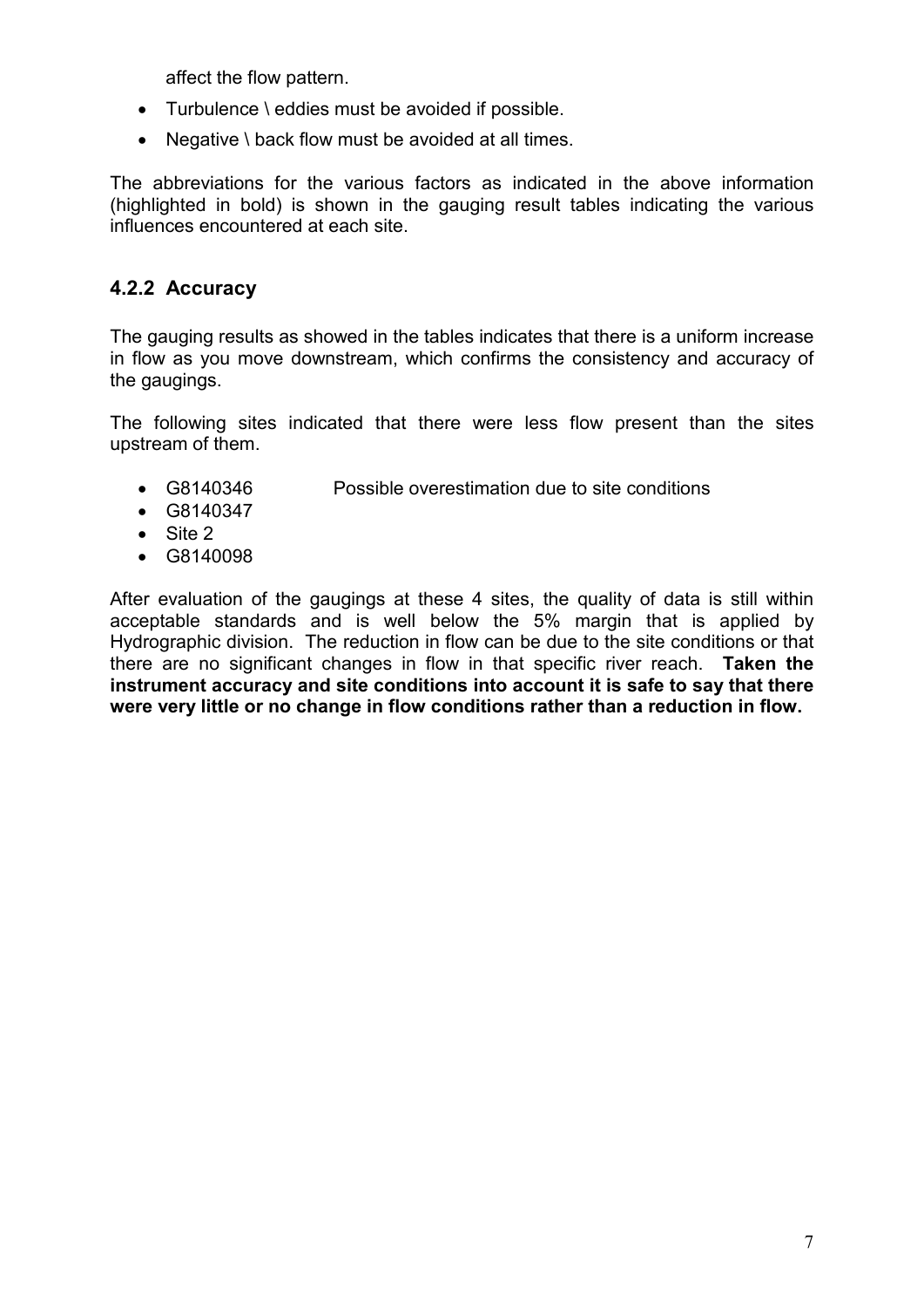affect the flow pattern.

- Turbulence \ eddies must be avoided if possible.
- Negative \ back flow must be avoided at all times.

The abbreviations for the various factors as indicated in the above information (highlighted in bold) is shown in the gauging result tables indicating the various influences encountered at each site.

### 4.2.2 Accuracy

The gauging results as showed in the tables indicates that there is a uniform increase in flow as you move downstream, which confirms the consistency and accuracy of the gaugings.

The following sites indicated that there were less flow present than the sites upstream of them.

- G8140346 Possible overestimation due to site conditions
- G8140347
- Site 2
- G8140098

After evaluation of the gaugings at these 4 sites, the quality of data is still within acceptable standards and is well below the 5% margin that is applied by Hydrographic division. The reduction in flow can be due to the site conditions or that there are no significant changes in flow in that specific river reach. **Taken the instrument accuracy and site conditions into account it is safe to say that there were very little or no change in flow conditions rather than a reduction in flow.**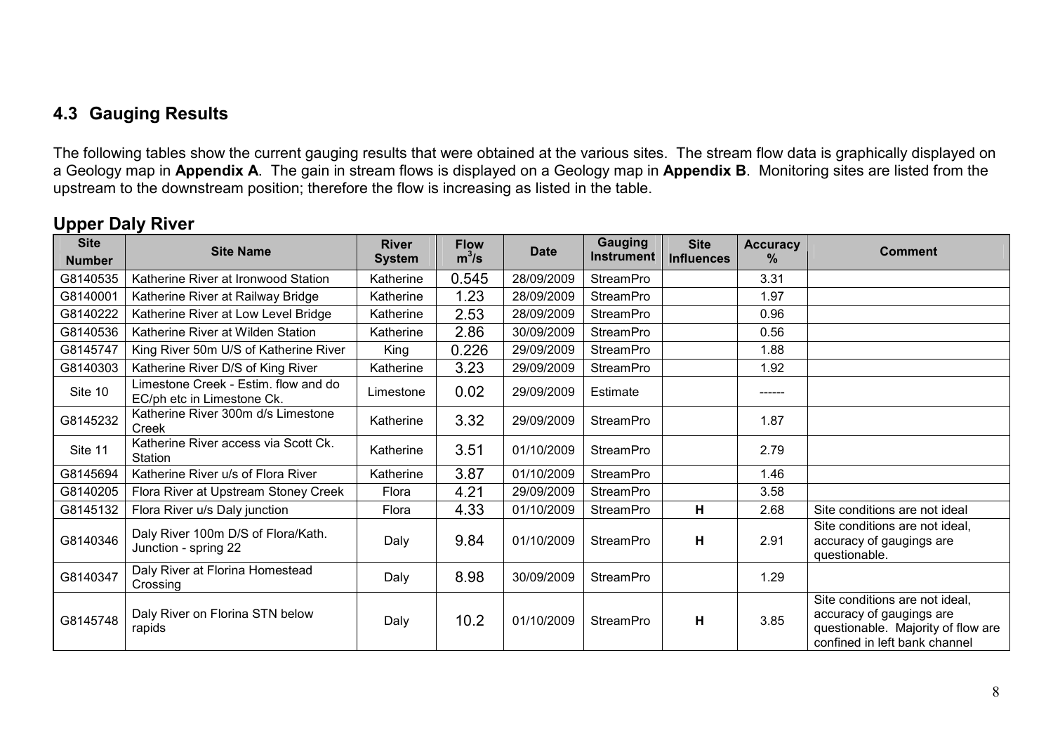## 4.3 Gauging Results

The following tables show the current gauging results that were obtained at the various sites. The stream flow data is graphically displayed on a Geology map in **Appendix A**. The gain in stream flows is displayed on a Geology map in **Appendix B**. Monitoring sites are listed from the upstream to the downstream position; therefore the flow is increasing as listed in the table.

### Upper Daly River

| Site Number | Site Name | River System | Flow $m^3/s$ | Date | Gauging Instrument | Site Influences | Accuracy % | Comment |
|---|---|---|---|---|---|---|---|---|
| G8140535 | Katherine River at Ironwood Station | Katherine | 0.545 | 28/09/2009 | StreamPro | | 3.31 | |
| G8140001 | Katherine River at Railway Bridge | Katherine | 1.23 | 28/09/2009 | StreamPro | | 1.97 | |
| G8140222 | Katherine River at Low Level Bridge | Katherine | 2.53 | 28/09/2009 | StreamPro | | 0.96 | |
| G8140536 | Katherine River at Wilden Station | Katherine | 2.86 | 30/09/2009 | StreamPro | | 0.56 | |
| G8145747 | King River 50m U/S of Katherine River | King | 0.226 | 29/09/2009 | StreamPro | | 1.88 | |
| G8140303 | Katherine River D/S of King River | Katherine | 3.23 | 29/09/2009 | StreamPro | | 1.92 | |
| Site 10 | Limestone Creek - Estim. flow and do EC/ph etc in Limestone Ck. | Limestone | 0.02 | 29/09/2009 | Estimate | | ------ | |
| G8145232 | Katherine River 300m d/s Limestone Creek | Katherine | 3.32 | 29/09/2009 | StreamPro | | 1.87 | |
| Site 11 | Katherine River access via Scott Ck. Station | Katherine | 3.51 | 01/10/2009 | StreamPro | | 2.79 | |
| G8145694 | Katherine River u/s of Flora River | Katherine | 3.87 | 01/10/2009 | StreamPro | | 1.46 | |
| G8140205 | Flora River at Upstream Stoney Creek | Flora | 4.21 | 29/09/2009 | StreamPro | | 3.58 | |
| G8145132 | Flora River u/s Daly junction | Flora | 4.33 | 01/10/2009 | StreamPro | **H** | 2.68 | Site conditions are not ideal |
| G8140346 | Daly River 100m D/S of Flora/Kath. Junction - spring 22 | Daly | 9.84 | 01/10/2009 | StreamPro | **H** | 2.91 | Site conditions are not ideal, accuracy of gaugings are questionable. |
| G8140347 | Daly River at Florina Homestead Crossing | Daly | 8.98 | 30/09/2009 | StreamPro | | 1.29 | |
| G8145748 | Daly River on Florina STN below rapids | Daly | 10.2 | 01/10/2009 | StreamPro | **H** | 3.85 | Site conditions are not ideal, accuracy of gaugings are questionable. Majority of flow are confined in left bank channel |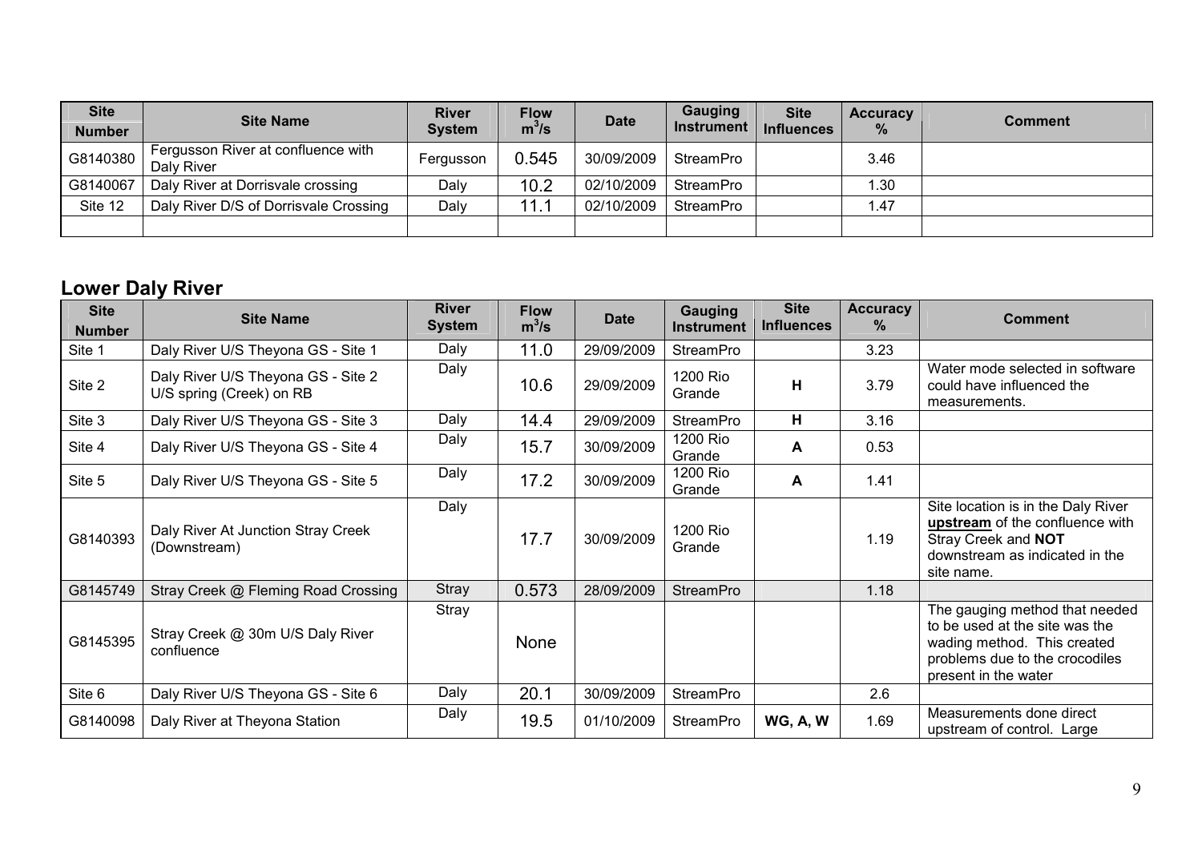| Site Number | Site Name | River System | Flow $m^3/s$ | Date | Gauging Instrument | Site Influences | Accuracy % | Comment |
|---|---|---|---|---|---|---|---|---|
| G8140380 | Fergusson River at confluence with Daly River | Fergusson | 0.545 | 30/09/2009 | StreamPro | | 3.46 | |
| G8140067 | Daly River at Dorrisvale crossing | Daly | 10.2 | 02/10/2009 | StreamPro | | 1.30 | |
| Site 12 | Daly River D/S of Dorrisvale Crossing | Daly | 11.1 | 02/10/2009 | StreamPro | | 1.47 | |
| | | | | | | | | |

## Lower Daly River

| Site Number | Site Name | River System | Flow $m^3/s$ | Date | Gauging Instrument | Site Influences | Accuracy % | Comment |
|---|---|---|---|---|---|---|---|---|
| Site 1 | Daly River U/S Theyona GS - Site 1 | Daly | 11.0 | 29/09/2009 | StreamPro | | 3.23 | |
| Site 2 | Daly River U/S Theyona GS - Site 2 U/S spring (Creek) on RB | Daly | 10.6 | 29/09/2009 | 1200 Rio Grande | **H** | 3.79 | Water mode selected in software could have influenced the measurements. |
| Site 3 | Daly River U/S Theyona GS - Site 3 | Daly | 14.4 | 29/09/2009 | StreamPro | **H** | 3.16 | |
| Site 4 | Daly River U/S Theyona GS - Site 4 | Daly | 15.7 | 30/09/2009 | 1200 Rio Grande | **A** | 0.53 | |
| Site 5 | Daly River U/S Theyona GS - Site 5 | Daly | 17.2 | 30/09/2009 | 1200 Rio Grande | **A** | 1.41 | |
| G8140393 | Daly River At Junction Stray Creek (Downstream) | Daly | 17.7 | 30/09/2009 | 1200 Rio Grande | | 1.19 | Site location is in the Daly River **upstream** of the confluence with Stray Creek and **NOT** downstream as indicated in the site name. |
| G8145749 | Stray Creek @ Fleming Road Crossing | Stray | 0.573 | 28/09/2009 | StreamPro | | 1.18 | |
| G8145395 | Stray Creek @ 30m U/S Daly River confluence | Stray | None | | | | | The gauging method that needed to be used at the site was the wading method. This created problems due to the crocodiles present in the water |
| Site 6 | Daly River U/S Theyona GS - Site 6 | Daly | 20.1 | 30/09/2009 | StreamPro | | 2.6 | |
| G8140098 | Daly River at Theyona Station | Daly | 19.5 | 01/10/2009 | StreamPro | **WG, A, W** | 1.69 | Measurements done direct upstream of control. Large |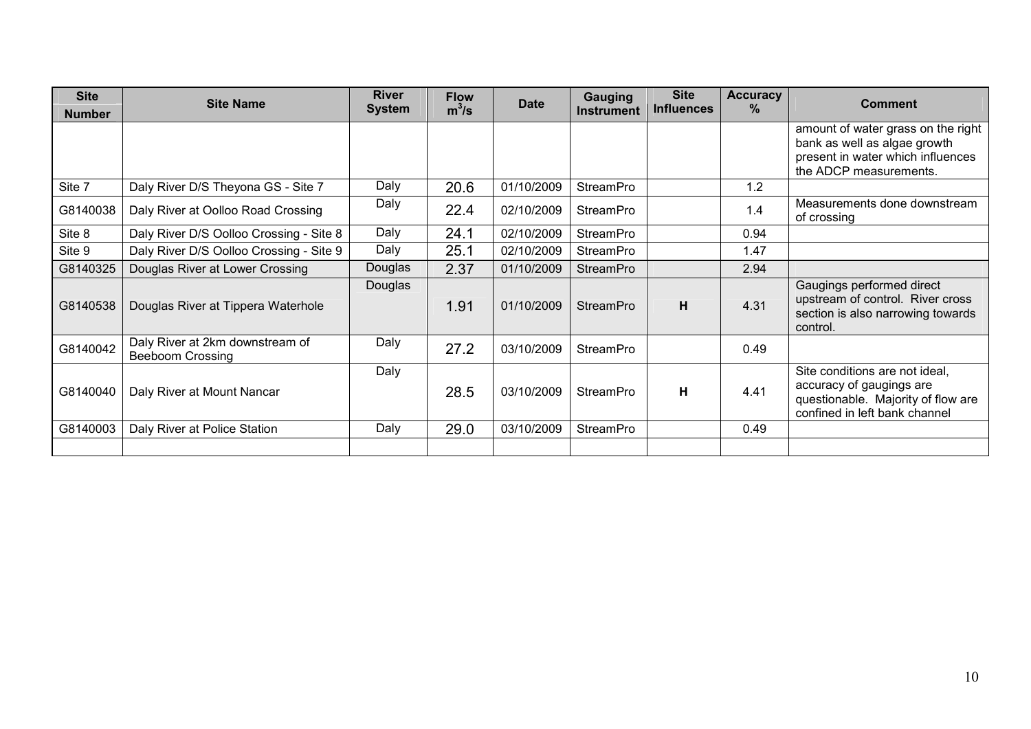| Site Number | Site Name | River System | Flow $m^3/s$ | Date | Gauging Instrument | Site Influences | Accuracy % | Comment |
|---|---|---|---|---|---|---|---|---|
| | | | | | | | | amount of water grass on the right bank as well as algae growth present in water which influences the ADCP measurements. |
| Site 7 | Daly River D/S Theyona GS - Site 7 | Daly | 20.6 | 01/10/2009 | StreamPro | | 1.2 | |
| G8140038 | Daly River at Oolloo Road Crossing | Daly | 22.4 | 02/10/2009 | StreamPro | | 1.4 | Measurements done downstream of crossing |
| Site 8 | Daly River D/S Oolloo Crossing - Site 8 | Daly | 24.1 | 02/10/2009 | StreamPro | | 0.94 | |
| Site 9 | Daly River D/S Oolloo Crossing - Site 9 | Daly | 25.1 | 02/10/2009 | StreamPro | | 1.47 | |
| G8140325 | Douglas River at Lower Crossing | Douglas | 2.37 | 01/10/2009 | StreamPro | | 2.94 | |
| G8140538 | Douglas River at Tippera Waterhole | Douglas | 1.91 | 01/10/2009 | StreamPro | H | 4.31 | Gaugings performed direct upstream of control. River cross section is also narrowing towards control. |
| G8140042 | Daly River at 2km downstream of Beeboom Crossing | Daly | 27.2 | 03/10/2009 | StreamPro | | 0.49 | |
| G8140040 | Daly River at Mount Nancar | Daly | 28.5 | 03/10/2009 | StreamPro | H | 4.41 | Site conditions are not ideal, accuracy of gaugings are questionable. Majority of flow are confined in left bank channel |
| G8140003 | Daly River at Police Station | Daly | 29.0 | 03/10/2009 | StreamPro | | 0.49 | |
| | | | | | | | | |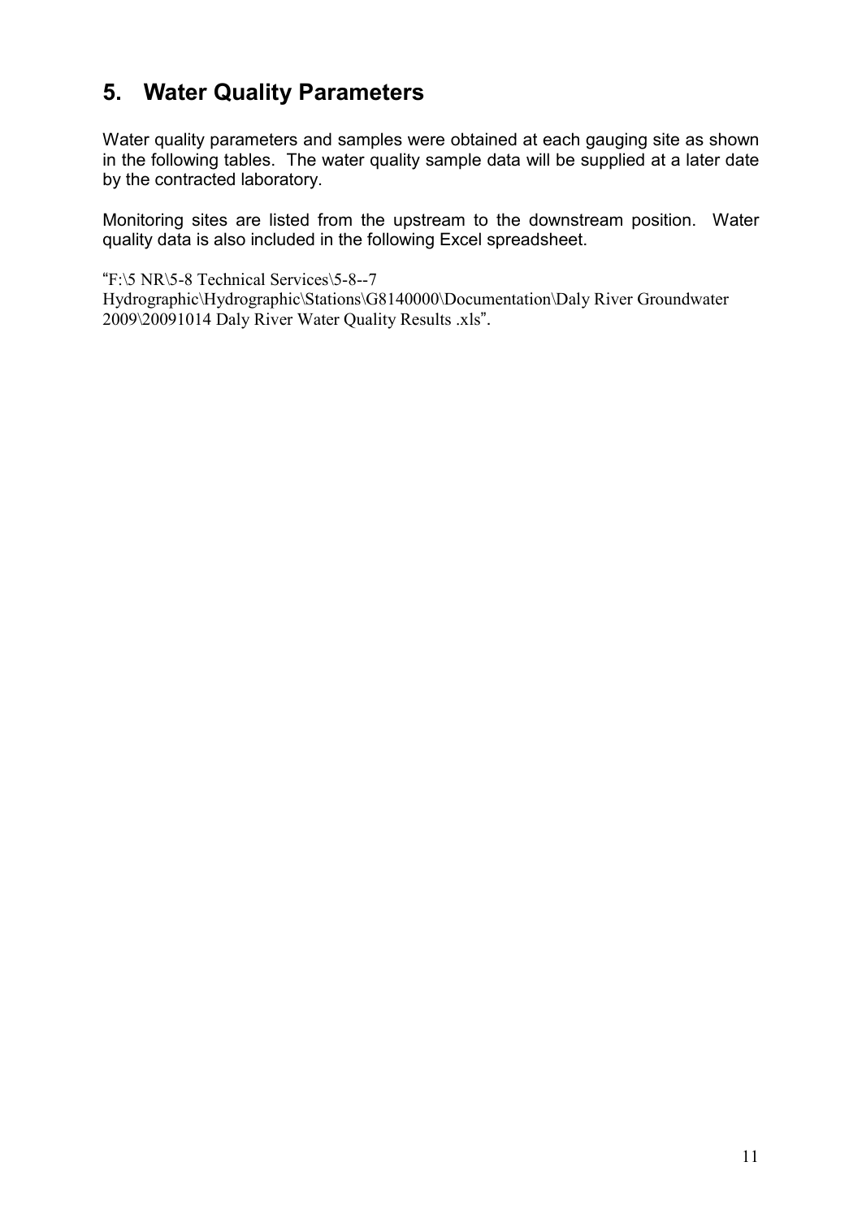## 5. Water Quality Parameters

Water quality parameters and samples were obtained at each gauging site as shown in the following tables. The water quality sample data will be supplied at a later date by the contracted laboratory.

Monitoring sites are listed from the upstream to the downstream position. Water quality data is also included in the following Excel spreadsheet.

"F:\5 NR\5-8 Technical Services\5-8--7 Hydrographic\Hydrographic\Stations\G8140000\Documentation\Daly River Groundwater 2009\20091014 Daly River Water Quality Results .xls".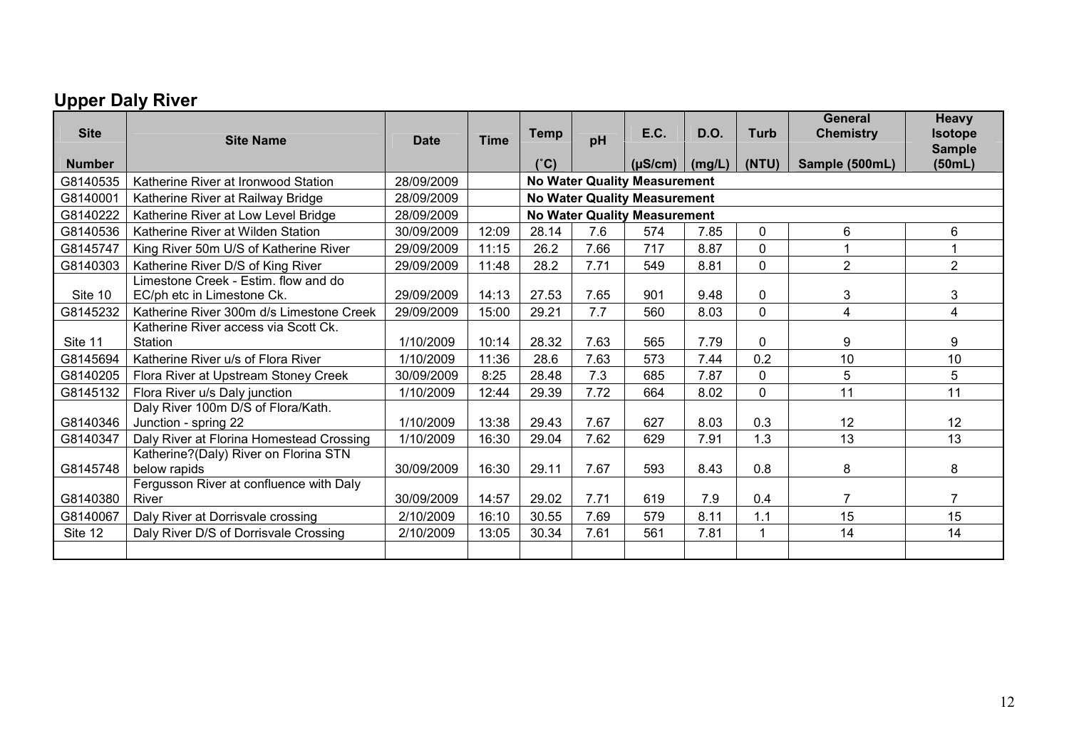## Upper Daly River

| Site Number | Site Name | Date | Time | Temp (˚C) | pH | E.C. (µS/cm) | D.O. (mg/L) | Turb (NTU) | General Chemistry Sample (500mL) | Heavy Isotope Sample (50mL) |
|---|---|---|---|---|---|---|---|---|---|---|
| G8140535 | Katherine River at Ironwood Station | 28/09/2009 | | No Water Quality Measurement | | | | | | |
| G8140001 | Katherine River at Railway Bridge | 28/09/2009 | | No Water Quality Measurement | | | | | | |
| G8140222 | Katherine River at Low Level Bridge | 28/09/2009 | | No Water Quality Measurement | | | | | | |
| G8140536 | Katherine River at Wilden Station | 30/09/2009 | 12:09 | 28.14 | 7.6 | 574 | 7.85 | 0 | 6 | 6 |
| G8145747 | King River 50m U/S of Katherine River | 29/09/2009 | 11:15 | 26.2 | 7.66 | 717 | 8.87 | 0 | 1 | 1 |
| G8140303 | Katherine River D/S of King River | 29/09/2009 | 11:48 | 28.2 | 7.71 | 549 | 8.81 | 0 | 2 | 2 |
| Site 10 | Limestone Creek - Estim. flow and do EC/ph etc in Limestone Ck. | 29/09/2009 | 14:13 | 27.53 | 7.65 | 901 | 9.48 | 0 | 3 | 3 |
| G8145232 | Katherine River 300m d/s Limestone Creek | 29/09/2009 | 15:00 | 29.21 | 7.7 | 560 | 8.03 | 0 | 4 | 4 |
| Site 11 | Katherine River access via Scott Ck. Station | 1/10/2009 | 10:14 | 28.32 | 7.63 | 565 | 7.79 | 0 | 9 | 9 |
| G8145694 | Katherine River u/s of Flora River | 1/10/2009 | 11:36 | 28.6 | 7.63 | 573 | 7.44 | 0.2 | 10 | 10 |
| G8140205 | Flora River at Upstream Stoney Creek | 30/09/2009 | 8:25 | 28.48 | 7.3 | 685 | 7.87 | 0 | 5 | 5 |
| G8145132 | Flora River u/s Daly junction | 1/10/2009 | 12:44 | 29.39 | 7.72 | 664 | 8.02 | 0 | 11 | 11 |
| G8140346 | Daly River 100m D/S of Flora/Kath. Junction - spring 22 | 1/10/2009 | 13:38 | 29.43 | 7.67 | 627 | 8.03 | 0.3 | 12 | 12 |
| G8140347 | Daly River at Florina Homestead Crossing | 1/10/2009 | 16:30 | 29.04 | 7.62 | 629 | 7.91 | 1.3 | 13 | 13 |
| G8145748 | Katherine?(Daly) River on Florina STN below rapids | 30/09/2009 | 16:30 | 29.11 | 7.67 | 593 | 8.43 | 0.8 | 8 | 8 |
| G8140380 | Fergusson River at confluence with Daly River | 30/09/2009 | 14:57 | 29.02 | 7.71 | 619 | 7.9 | 0.4 | 7 | 7 |
| G8140067 | Daly River at Dorrisvale crossing | 2/10/2009 | 16:10 | 30.55 | 7.69 | 579 | 8.11 | 1.1 | 15 | 15 |
| Site 12 | Daly River D/S of Dorrisvale Crossing | 2/10/2009 | 13:05 | 30.34 | 7.61 | 561 | 7.81 | 1 | 14 | 14 |
| | | | | | | | | | | |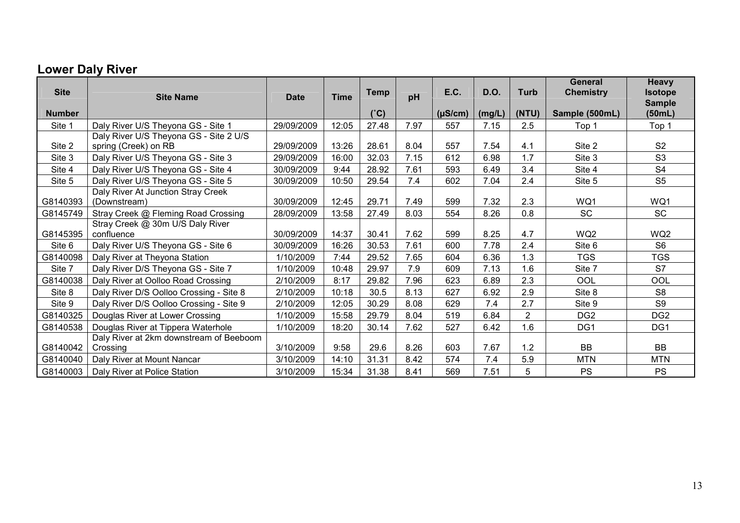## Lower Daly River

| Site Number | Site Name | Date | Time | Temp (˚C) | pH | E.C. (µS/cm) | D.O. (mg/L) | Turb (NTU) | General Chemistry Sample (500mL) | Heavy Isotope Sample (50mL) |
|---|---|---|---|---|---|---|---|---|---|---|
| Site 1 | Daly River U/S Theyona GS - Site 1 | 29/09/2009 | 12:05 | 27.48 | 7.97 | 557 | 7.15 | 2.5 | Top 1 | Top 1 |
| Site 2 | Daly River U/S Theyona GS - Site 2 U/S spring (Creek) on RB | 29/09/2009 | 13:26 | 28.61 | 8.04 | 557 | 7.54 | 4.1 | Site 2 | S2 |
| Site 3 | Daly River U/S Theyona GS - Site 3 | 29/09/2009 | 16:00 | 32.03 | 7.15 | 612 | 6.98 | 1.7 | Site 3 | S3 |
| Site 4 | Daly River U/S Theyona GS - Site 4 | 30/09/2009 | 9:44 | 28.92 | 7.61 | 593 | 6.49 | 3.4 | Site 4 | S4 |
| Site 5 | Daly River U/S Theyona GS - Site 5 | 30/09/2009 | 10:50 | 29.54 | 7.4 | 602 | 7.04 | 2.4 | Site 5 | S5 |
| G8140393 | Daly River At Junction Stray Creek (Downstream) | 30/09/2009 | 12:45 | 29.71 | 7.49 | 599 | 7.32 | 2.3 | WQ1 | WQ1 |
| G8145749 | Stray Creek @ Fleming Road Crossing | 28/09/2009 | 13:58 | 27.49 | 8.03 | 554 | 8.26 | 0.8 | SC | SC |
| G8145395 | Stray Creek @ 30m U/S Daly River confluence | 30/09/2009 | 14:37 | 30.41 | 7.62 | 599 | 8.25 | 4.7 | WQ2 | WQ2 |
| Site 6 | Daly River U/S Theyona GS - Site 6 | 30/09/2009 | 16:26 | 30.53 | 7.61 | 600 | 7.78 | 2.4 | Site 6 | S6 |
| G8140098 | Daly River at Theyona Station | 1/10/2009 | 7:44 | 29.52 | 7.65 | 604 | 6.36 | 1.3 | TGS | TGS |
| Site 7 | Daly River D/S Theyona GS - Site 7 | 1/10/2009 | 10:48 | 29.97 | 7.9 | 609 | 7.13 | 1.6 | Site 7 | S7 |
| G8140038 | Daly River at Oolloo Road Crossing | 2/10/2009 | 8:17 | 29.82 | 7.96 | 623 | 6.89 | 2.3 | OOL | OOL |
| Site 8 | Daly River D/S Oolloo Crossing - Site 8 | 2/10/2009 | 10:18 | 30.5 | 8.13 | 627 | 6.92 | 2.9 | Site 8 | S8 |
| Site 9 | Daly River D/S Oolloo Crossing - Site 9 | 2/10/2009 | 12:05 | 30.29 | 8.08 | 629 | 7.4 | 2.7 | Site 9 | S9 |
| G8140325 | Douglas River at Lower Crossing | 1/10/2009 | 15:58 | 29.79 | 8.04 | 519 | 6.84 | 2 | DG2 | DG2 |
| G8140538 | Douglas River at Tippera Waterhole | 1/10/2009 | 18:20 | 30.14 | 7.62 | 527 | 6.42 | 1.6 | DG1 | DG1 |
| G8140042 | Daly River at 2km downstream of Beeboom Crossing | 3/10/2009 | 9:58 | 29.6 | 8.26 | 603 | 7.67 | 1.2 | BB | BB |
| G8140040 | Daly River at Mount Nancar | 3/10/2009 | 14:10 | 31.31 | 8.42 | 574 | 7.4 | 5.9 | MTN | MTN |
| G8140003 | Daly River at Police Station | 3/10/2009 | 15:34 | 31.38 | 8.41 | 569 | 7.51 | 5 | PS | PS |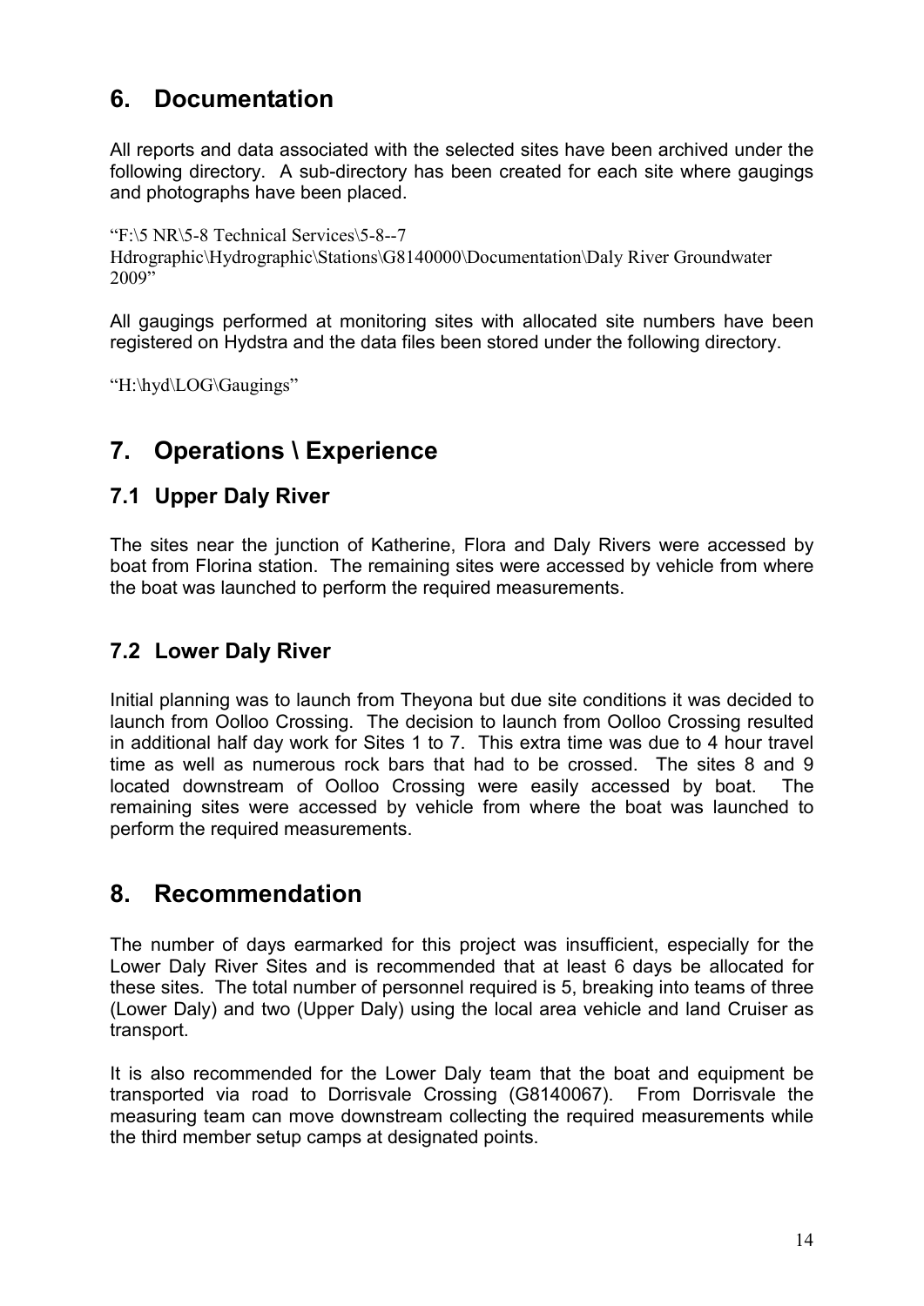## 6. Documentation

All reports and data associated with the selected sites have been archived under the following directory. A sub-directory has been created for each site where gaugings and photographs have been placed.

"F:\5 NR\5-8 Technical Services\5-8--7 Hdrographic\Hydrographic\Stations\G8140000\Documentation\Daly River Groundwater 2009"

All gaugings performed at monitoring sites with allocated site numbers have been registered on Hydstra and the data files been stored under the following directory.

"H:\hyd\LOG\Gaugings"

## 7. Operations \ Experience

### 7.1 Upper Daly River

The sites near the junction of Katherine, Flora and Daly Rivers were accessed by boat from Florina station. The remaining sites were accessed by vehicle from where the boat was launched to perform the required measurements.

### 7.2 Lower Daly River

Initial planning was to launch from Theyona but due site conditions it was decided to launch from Oolloo Crossing. The decision to launch from Oolloo Crossing resulted in additional half day work for Sites 1 to 7. This extra time was due to 4 hour travel time as well as numerous rock bars that had to be crossed. The sites 8 and 9 located downstream of Oolloo Crossing were easily accessed by boat. The remaining sites were accessed by vehicle from where the boat was launched to perform the required measurements.

## 8. Recommendation

The number of days earmarked for this project was insufficient, especially for the Lower Daly River Sites and is recommended that at least 6 days be allocated for these sites. The total number of personnel required is 5, breaking into teams of three (Lower Daly) and two (Upper Daly) using the local area vehicle and land Cruiser as transport.

It is also recommended for the Lower Daly team that the boat and equipment be transported via road to Dorrisvale Crossing (G8140067). From Dorrisvale the measuring team can move downstream collecting the required measurements while the third member setup camps at designated points.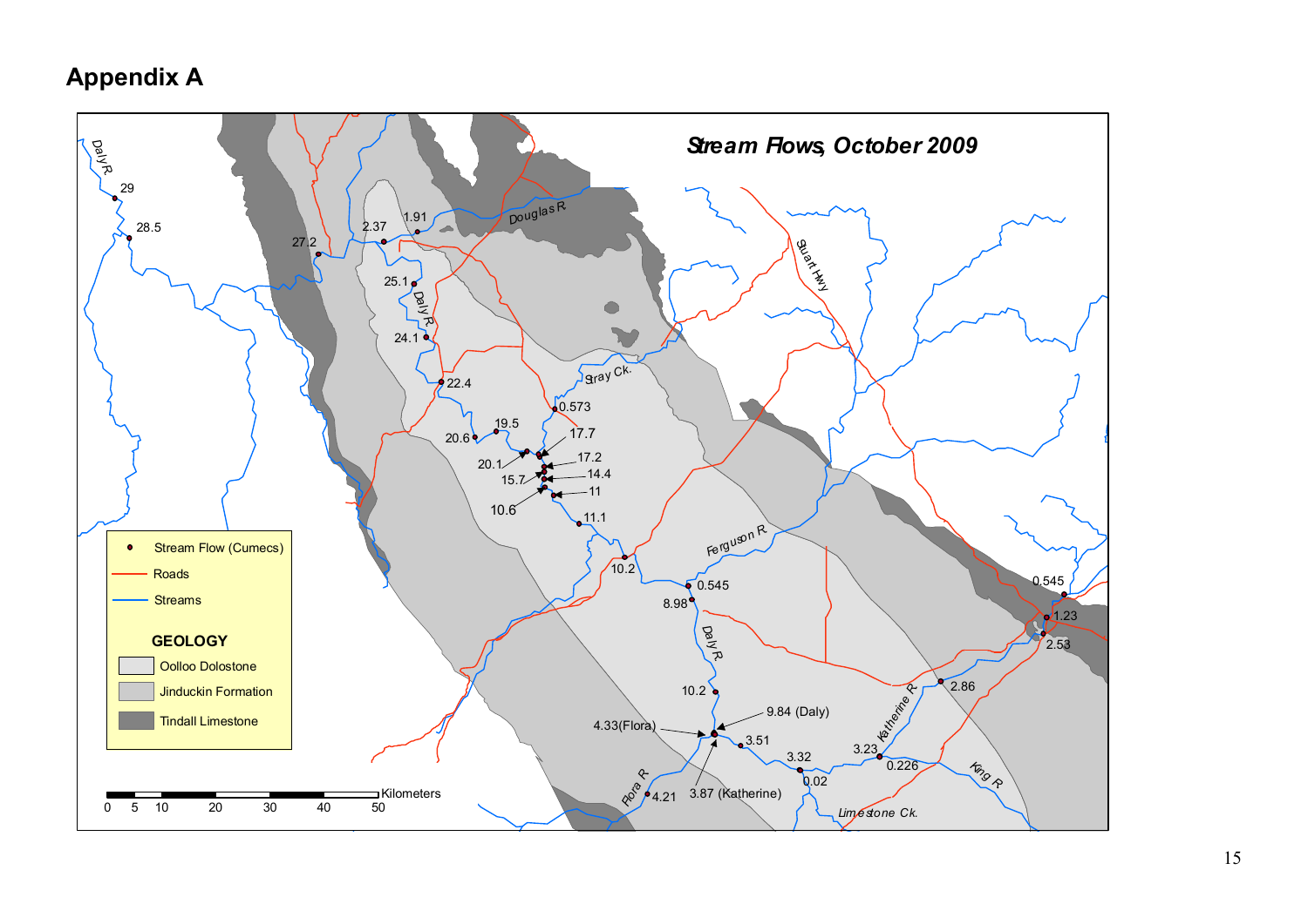# Appendix A

*Stream Flows, October 2009*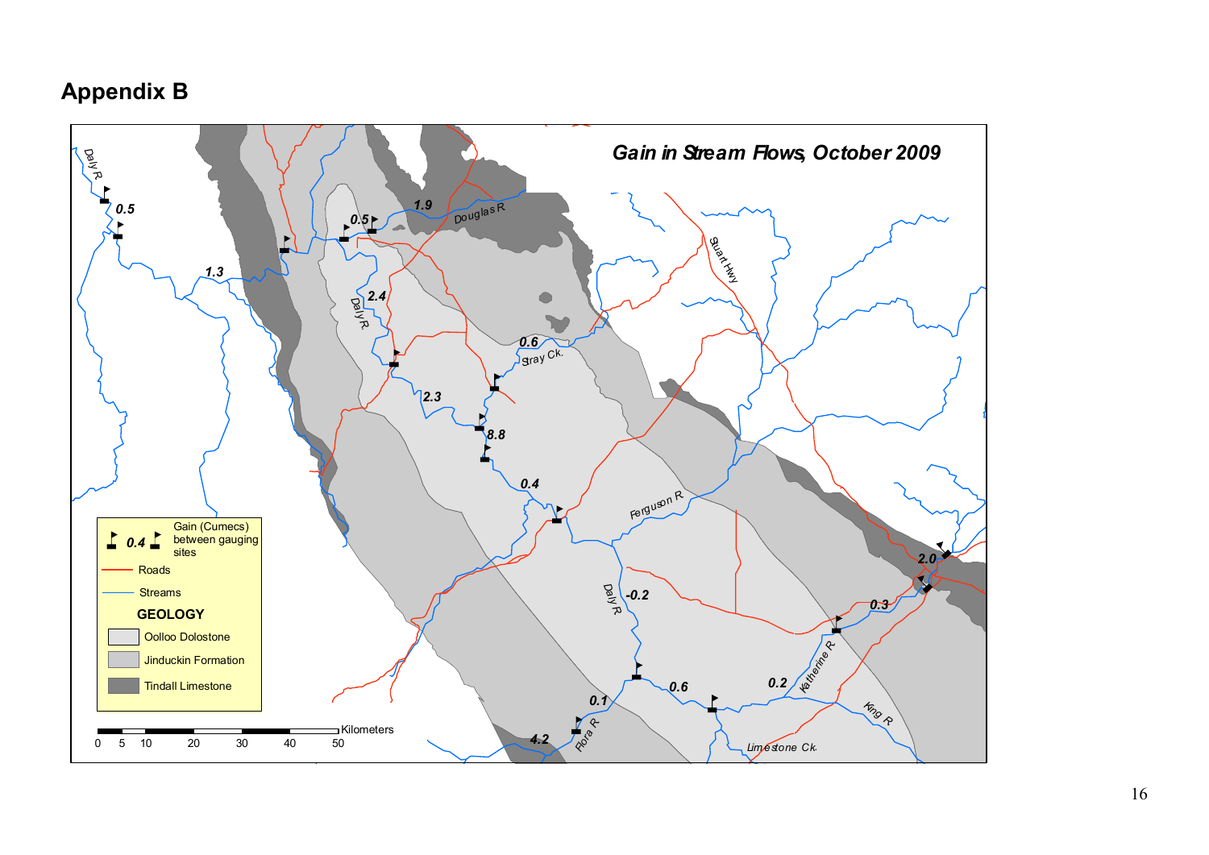# Appendix B

Gain in Stream Flows, October 2009

Daly R
0.5
1.3
0.5
1.9
Douglas R
2.4
Daly R.
0.6
Stray Ck.
Stuart Hwy
2.3
8.8
0.4
Ferguson R
Daly R
-0.2
0.3
2.0
Katherine R
0.2
King R
0.6
0.1
4.2
Flora R
Limestone Ck.

0.4 Gain (Cumecs) between gauging sites

Roads

Streams

GEOLOGY

Oolloo Dolostone

Jinduckin Formation

Tindall Limestone

0 5 10 20 30 40 50 Kilometers